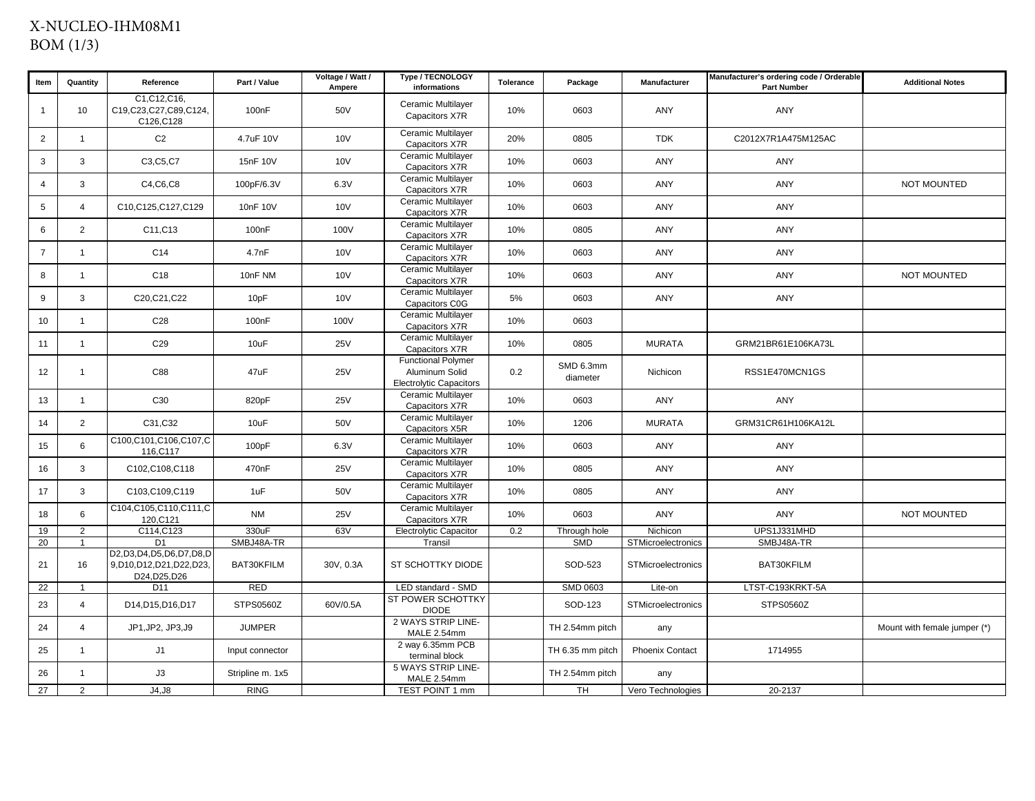X-NUCLEO-IHM08M1
BOM (1/3)

| Item | Quantity | Reference | Part / Value | Voltage / Watt / Ampere | Type / TECNOLOGY informations | Tolerance | Package | Manufacturer | Manufacturer's ordering code / Orderable Part Number | Additional Notes |
|---|---|---|---|---|---|---|---|---|---|---|
| 1 | 10 | C1,C12,C16, C19,C23,C27,C89,C124, C126,C128 | 100nF | 50V | Ceramic Multilayer Capacitors X7R | 10% | 0603 | ANY | ANY | |
| 2 | 1 | C2 | 4.7uF 10V | 10V | Ceramic Multilayer Capacitors X7R | 20% | 0805 | TDK | C2012X7R1A475M125AC | |
| 3 | 3 | C3,C5,C7 | 15nF 10V | 10V | Ceramic Multilayer Capacitors X7R | 10% | 0603 | ANY | ANY | |
| 4 | 3 | C4,C6,C8 | 100pF/6.3V | 6.3V | Ceramic Multilayer Capacitors X7R | 10% | 0603 | ANY | ANY | NOT MOUNTED |
| 5 | 4 | C10,C125,C127,C129 | 10nF 10V | 10V | Ceramic Multilayer Capacitors X7R | 10% | 0603 | ANY | ANY | |
| 6 | 2 | C11,C13 | 100nF | 100V | Ceramic Multilayer Capacitors X7R | 10% | 0805 | ANY | ANY | |
| 7 | 1 | C14 | 4.7nF | 10V | Ceramic Multilayer Capacitors X7R | 10% | 0603 | ANY | ANY | |
| 8 | 1 | C18 | 10nF NM | 10V | Ceramic Multilayer Capacitors X7R | 10% | 0603 | ANY | ANY | NOT MOUNTED |
| 9 | 3 | C20,C21,C22 | 10pF | 10V | Ceramic Multilayer Capacitors C0G | 5% | 0603 | ANY | ANY | |
| 10 | 1 | C28 | 100nF | 100V | Ceramic Multilayer Capacitors X7R | 10% | 0603 | | | |
| 11 | 1 | C29 | 10uF | 25V | Ceramic Multilayer Capacitors X7R | 10% | 0805 | MURATA | GRM21BR61E106KA73L | |
| 12 | 1 | C88 | 47uF | 25V | Functional Polymer Aluminum Solid Electrolytic Capacitors | 0.2 | SMD 6.3mm diameter | Nichicon | RSS1E470MCN1GS | |
| 13 | 1 | C30 | 820pF | 25V | Ceramic Multilayer Capacitors X7R | 10% | 0603 | ANY | ANY | |
| 14 | 2 | C31,C32 | 10uF | 50V | Ceramic Multilayer Capacitors X5R | 10% | 1206 | MURATA | GRM31CR61H106KA12L | |
| 15 | 6 | C100,C101,C106,C107,C116,C117 | 100pF | 6.3V | Ceramic Multilayer Capacitors X7R | 10% | 0603 | ANY | ANY | |
| 16 | 3 | C102,C108,C118 | 470nF | 25V | Ceramic Multilayer Capacitors X7R | 10% | 0805 | ANY | ANY | |
| 17 | 3 | C103,C109,C119 | 1uF | 50V | Ceramic Multilayer Capacitors X7R | 10% | 0805 | ANY | ANY | |
| 18 | 6 | C104,C105,C110,C111,C120,C121 | NM | 25V | Ceramic Multilayer Capacitors X7R | 10% | 0603 | ANY | ANY | NOT MOUNTED |
| 19 | 2 | C114,C123 | 330uF | 63V | Electrolytic Capacitor | 0.2 | Through hole | Nichicon | UPS1J331MHD | |
| 20 | 1 | D1 | SMBJ48A-TR | | Transil | | SMD | STMicroelectronics | SMBJ48A-TR | |
| 21 | 16 | D2,D3,D4,D5,D6,D7,D8,D9,D10,D12,D21,D22,D23, D24,D25,D26 | BAT30KFILM | 30V, 0.3A | ST SCHOTTKY DIODE | | SOD-523 | STMicroelectronics | BAT30KFILM | |
| 22 | 1 | D11 | RED | | LED standard - SMD | | SMD 0603 | Lite-on | LTST-C193KRKT-5A | |
| 23 | 4 | D14,D15,D16,D17 | STPS0560Z | 60V/0.5A | ST POWER SCHOTTKY DIODE | | SOD-123 | STMicroelectronics | STPS0560Z | |
| 24 | 4 | JP1,JP2, JP3,J9 | JUMPER | | 2 WAYS STRIP LINE-MALE 2.54mm | | TH 2.54mm pitch | any | | Mount with female jumper (*) |
| 25 | 1 | J1 | Input connector | | 2 way 6.35mm PCB terminal block | | TH 6.35 mm pitch | Phoenix Contact | 1714955 | |
| 26 | 1 | J3 | Stripline m. 1x5 | | 5 WAYS STRIP LINE-MALE 2.54mm | | TH 2.54mm pitch | any | | |
| 27 | 2 | J4,J8 | RING | | TEST POINT 1 mm | | TH | Vero Technologies | 20-2137 | |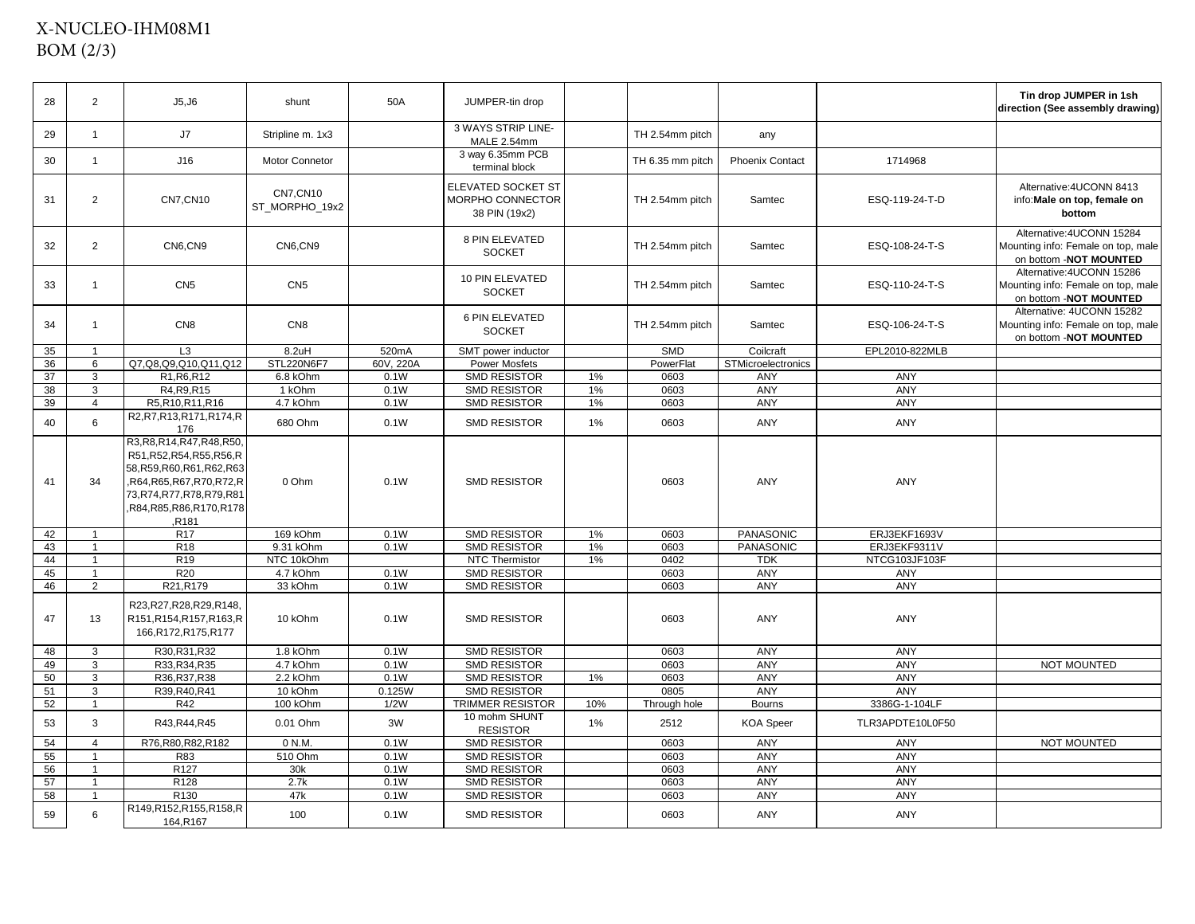# X-NUCLEO-IHM08M1
## BOM (2/3)

| | | | | | | | | | | |
|---|---|---|---|---|---|---|---|---|---|---|
| 28 | 2 | J5,J6 | shunt | 50A | JUMPER-tin drop | | | | | **Tin drop JUMPER in 1sh direction (See assembly drawing)** |
| 29 | 1 | J7 | Stripline m. 1x3 | | 3 WAYS STRIP LINE-MALE 2.54mm | | TH 2.54mm pitch | any | | |
| 30 | 1 | J16 | Motor Connetor | | 3 way 6.35mm PCB terminal block | | TH 6.35 mm pitch | Phoenix Contact | 1714968 | |
| 31 | 2 | CN7,CN10 | CN7,CN10 ST_MORPHO_19x2 | | ELEVATED SOCKET ST MORPHO CONNECTOR 38 PIN (19x2) | | TH 2.54mm pitch | Samtec | ESQ-119-24-T-D | Alternative:4UCONN 8413 info:**Male on top, female on bottom** |
| 32 | 2 | CN6,CN9 | CN6,CN9 | | 8 PIN ELEVATED SOCKET | | TH 2.54mm pitch | Samtec | ESQ-108-24-T-S | Alternative:4UCONN 15284 Mounting info: Female on top, male on bottom -**NOT MOUNTED** |
| 33 | 1 | CN5 | CN5 | | 10 PIN ELEVATED SOCKET | | TH 2.54mm pitch | Samtec | ESQ-110-24-T-S | Alternative:4UCONN 15286 Mounting info: Female on top, male on bottom -**NOT MOUNTED** |
| 34 | 1 | CN8 | CN8 | | 6 PIN ELEVATED SOCKET | | TH 2.54mm pitch | Samtec | ESQ-106-24-T-S | Alternative: 4UCONN 15282 Mounting info: Female on top, male on bottom -**NOT MOUNTED** |
| 35 | 1 | L3 | 8.2uH | 520mA | SMT power inductor | | SMD | Coilcraft | EPL2010-822MLB | |
| 36 | 6 | Q7,Q8,Q9,Q10,Q11,Q12 | STL220N6F7 | 60V, 220A | Power Mosfets | | PowerFlat | STMicroelectronics | | |
| 37 | 3 | R1,R6,R12 | 6.8 kOhm | 0.1W | SMD RESISTOR | 1% | 0603 | ANY | ANY | |
| 38 | 3 | R4,R9,R15 | 1 kOhm | 0.1W | SMD RESISTOR | 1% | 0603 | ANY | ANY | |
| 39 | 4 | R5,R10,R11,R16 | 4.7 kOhm | 0.1W | SMD RESISTOR | 1% | 0603 | ANY | ANY | |
| 40 | 6 | R2,R7,R13,R171,R174,R176 | 680 Ohm | 0.1W | SMD RESISTOR | 1% | 0603 | ANY | ANY | |
| 41 | 34 | R3,R8,R14,R47,R48,R50,R51,R52,R54,R55,R56,R58,R59,R60,R61,R62,R63,R64,R65,R67,R70,R72,R73,R74,R77,R78,R79,R81,R84,R85,R86,R170,R178,R181 | 0 Ohm | 0.1W | SMD RESISTOR | | 0603 | ANY | ANY | |
| 42 | 1 | R17 | 169 kOhm | 0.1W | SMD RESISTOR | 1% | 0603 | PANASONIC | ERJ3EKF1693V | |
| 43 | 1 | R18 | 9.31 kOhm | 0.1W | SMD RESISTOR | 1% | 0603 | PANASONIC | ERJ3EKF9311V | |
| 44 | 1 | R19 | NTC 10kOhm | | NTC Thermistor | 1% | 0402 | TDK | NTCG103JF103F | |
| 45 | 1 | R20 | 4.7 kOhm | 0.1W | SMD RESISTOR | | 0603 | ANY | ANY | |
| 46 | 2 | R21,R179 | 33 kOhm | 0.1W | SMD RESISTOR | | 0603 | ANY | ANY | |
| 47 | 13 | R23,R27,R28,R29,R148,R151,R154,R157,R163,R166,R172,R175,R177 | 10 kOhm | 0.1W | SMD RESISTOR | | 0603 | ANY | ANY | |
| 48 | 3 | R30,R31,R32 | 1.8 kOhm | 0.1W | SMD RESISTOR | | 0603 | ANY | ANY | |
| 49 | 3 | R33,R34,R35 | 4.7 kOhm | 0.1W | SMD RESISTOR | | 0603 | ANY | ANY | NOT MOUNTED |
| 50 | 3 | R36,R37,R38 | 2.2 kOhm | 0.1W | SMD RESISTOR | 1% | 0603 | ANY | ANY | |
| 51 | 3 | R39,R40,R41 | 10 kOhm | 0.125W | SMD RESISTOR | | 0805 | ANY | ANY | |
| 52 | 1 | R42 | 100 kOhm | 1/2W | TRIMMER RESISTOR | 10% | Through hole | Bourns | 3386G-1-104LF | |
| 53 | 3 | R43,R44,R45 | 0.01 Ohm | 3W | 10 mohm SHUNT RESISTOR | 1% | 2512 | KOA Speer | TLR3APDTE10L0F50 | |
| 54 | 4 | R76,R80,R82,R182 | 0 N.M. | 0.1W | SMD RESISTOR | | 0603 | ANY | ANY | NOT MOUNTED |
| 55 | 1 | R83 | 510 Ohm | 0.1W | SMD RESISTOR | | 0603 | ANY | ANY | |
| 56 | 1 | R127 | 30k | 0.1W | SMD RESISTOR | | 0603 | ANY | ANY | |
| 57 | 1 | R128 | 2.7k | 0.1W | SMD RESISTOR | | 0603 | ANY | ANY | |
| 58 | 1 | R130 | 47k | 0.1W | SMD RESISTOR | | 0603 | ANY | ANY | |
| 59 | 6 | R149,R152,R155,R158,R164,R167 | 100 | 0.1W | SMD RESISTOR | | 0603 | ANY | ANY | |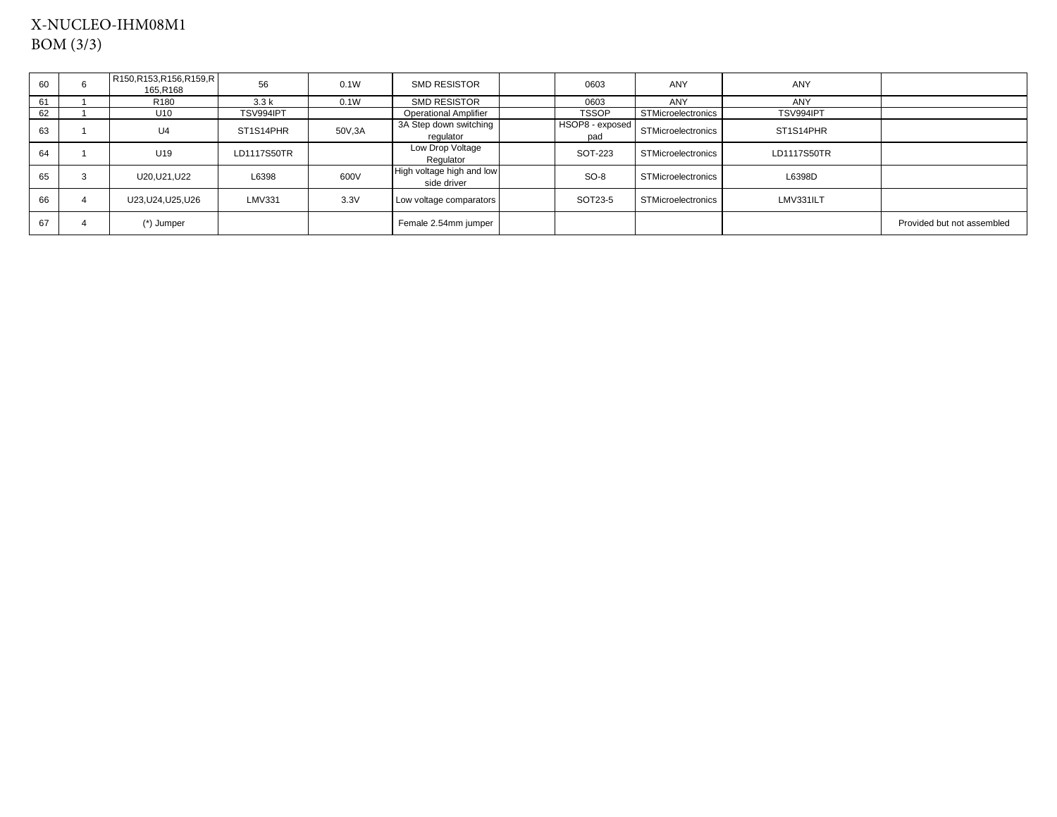# X-NUCLEO-IHM08M1
## BOM (3/3)

| | | | | | | | | | | |
|---|---|---|---|---|---|---|---|---|---|---|
| 60 | 6 | R150,R153,R156,R159,R165,R168 | 56 | 0.1W | SMD RESISTOR | | 0603 | ANY | ANY | |
| 61 | 1 | R180 | 3.3 k | 0.1W | SMD RESISTOR | | 0603 | ANY | ANY | |
| 62 | 1 | U10 | TSV994IPT | | Operational Amplifier | | TSSOP | STMicroelectronics | TSV994IPT | |
| 63 | 1 | U4 | ST1S14PHR | 50V,3A | 3A Step down switching regulator | | HSOP8 - exposed pad | STMicroelectronics | ST1S14PHR | |
| 64 | 1 | U19 | LD1117S50TR | | Low Drop Voltage Regulator | | SOT-223 | STMicroelectronics | LD1117S50TR | |
| 65 | 3 | U20,U21,U22 | L6398 | 600V | High voltage high and low side driver | | SO-8 | STMicroelectronics | L6398D | |
| 66 | 4 | U23,U24,U25,U26 | LMV331 | 3.3V | Low voltage comparators | | SOT23-5 | STMicroelectronics | LMV331ILT | |
| 67 | 4 | (*) Jumper | | | Female 2.54mm jumper | | | | | Provided but not assembled |